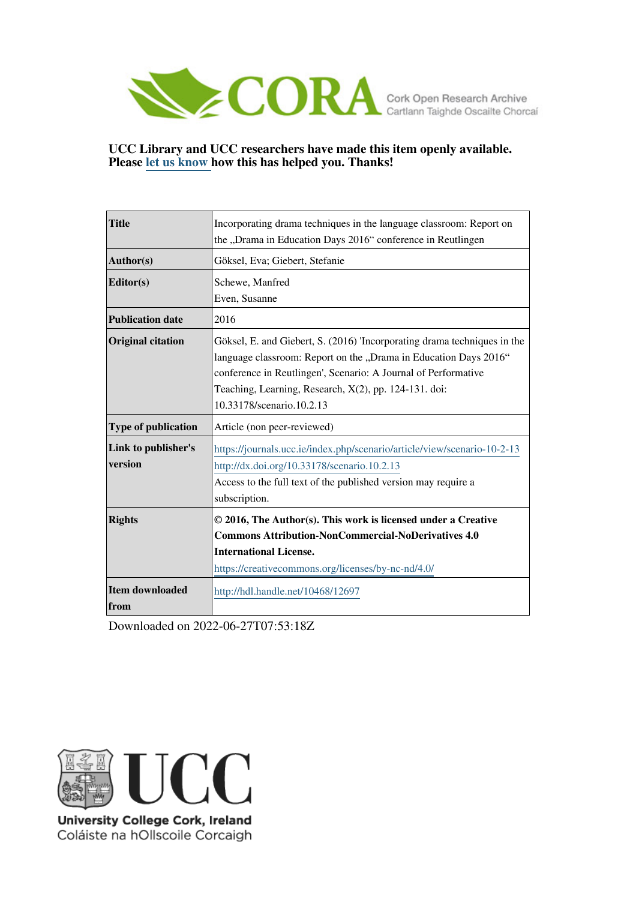UCC Library and UCC researchers have made this item openly available.
Please let us know how this has helped you. Thanks!

| | |
|---|---|
| **Title** | Incorporating drama techniques in the language classroom: Report on the „Drama in Education Days 2016“ conference in Reutlingen |
| **Author(s)** | Göksel, Eva; Giebert, Stefanie |
| **Editor(s)** | Schewe, Manfred<br>Even, Susanne |
| **Publication date** | 2016 |
| **Original citation** | Göksel, E. and Giebert, S. (2016) 'Incorporating drama techniques in the language classroom: Report on the „Drama in Education Days 2016“ conference in Reutlingen', Scenario: A Journal of Performative Teaching, Learning, Research, X(2), pp. 124-131. doi: 10.33178/scenario.10.2.13 |
| **Type of publication** | Article (non peer-reviewed) |
| **Link to publisher's version** | https://journals.ucc.ie/index.php/scenario/article/view/scenario-10-2-13<br>http://dx.doi.org/10.33178/scenario.10.2.13<br>Access to the full text of the published version may require a subscription. |
| **Rights** | **© 2016, The Author(s). This work is licensed under a Creative Commons Attribution-NonCommercial-NoDerivatives 4.0 International License.**<br>https://creativecommons.org/licenses/by-nc-nd/4.0/ |
| **Item downloaded from** | http://hdl.handle.net/10468/12697 |

Downloaded on 2022-06-27T07:53:18Z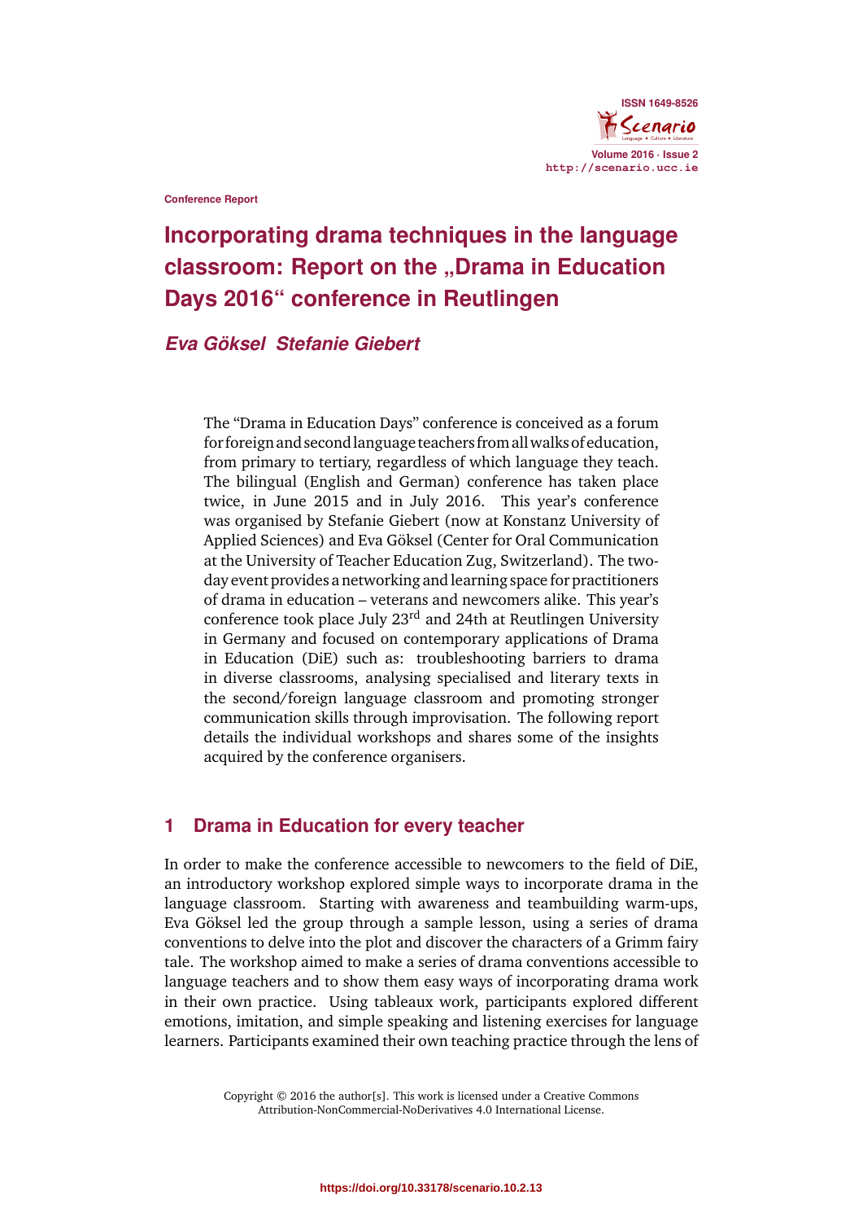Conference Report

# Incorporating drama techniques in the language classroom: Report on the „Drama in Education Days 2016“ conference in Reutlingen

***Eva Göksel Stefanie Giebert***

The “Drama in Education Days” conference is conceived as a forum for foreign and second language teachers from all walks of education, from primary to tertiary, regardless of which language they teach. The bilingual (English and German) conference has taken place twice, in June 2015 and in July 2016. This year’s conference was organised by Stefanie Giebert (now at Konstanz University of Applied Sciences) and Eva Göksel (Center for Oral Communication at the University of Teacher Education Zug, Switzerland). The two-day event provides a networking and learning space for practitioners of drama in education – veterans and newcomers alike. This year’s conference took place July 23rd and 24th at Reutlingen University in Germany and focused on contemporary applications of Drama in Education (DiE) such as: troubleshooting barriers to drama in diverse classrooms, analysing specialised and literary texts in the second/foreign language classroom and promoting stronger communication skills through improvisation. The following report details the individual workshops and shares some of the insights acquired by the conference organisers.

## 1 Drama in Education for every teacher

In order to make the conference accessible to newcomers to the field of DiE, an introductory workshop explored simple ways to incorporate drama in the language classroom. Starting with awareness and teambuilding warm-ups, Eva Göksel led the group through a sample lesson, using a series of drama conventions to delve into the plot and discover the characters of a Grimm fairy tale. The workshop aimed to make a series of drama conventions accessible to language teachers and to show them easy ways of incorporating drama work in their own practice. Using tableaux work, participants explored different emotions, imitation, and simple speaking and listening exercises for language learners. Participants examined their own teaching practice through the lens of

Copyright © 2016 the author[s]. This work is licensed under a Creative Commons Attribution-NonCommercial-NoDerivatives 4.0 International License.

https://doi.org/10.33178/scenario.10.2.13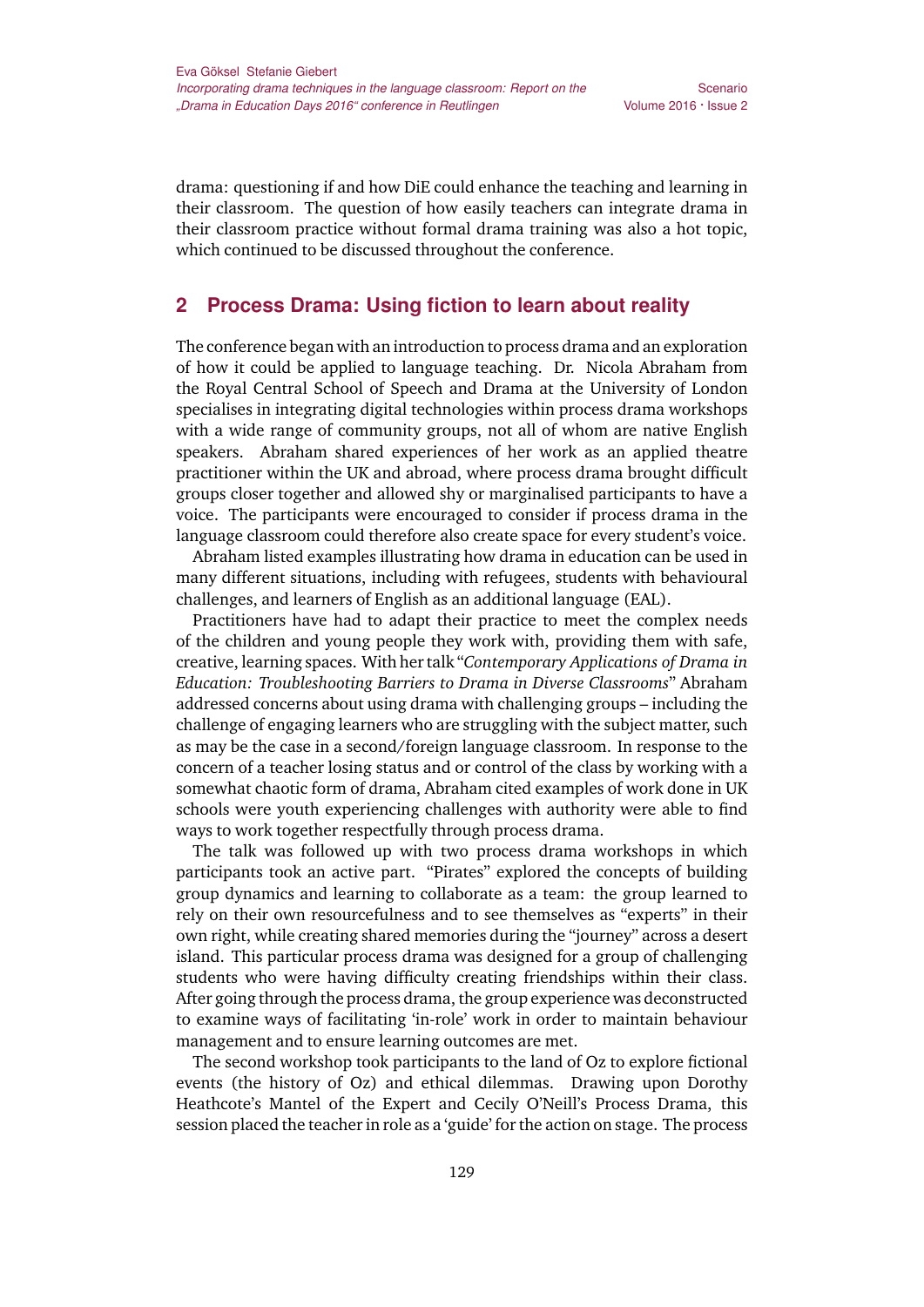drama: questioning if and how DiE could enhance the teaching and learning in their classroom. The question of how easily teachers can integrate drama in their classroom practice without formal drama training was also a hot topic, which continued to be discussed throughout the conference.

## 2 Process Drama: Using fiction to learn about reality

The conference began with an introduction to process drama and an exploration of how it could be applied to language teaching. Dr. Nicola Abraham from the Royal Central School of Speech and Drama at the University of London specialises in integrating digital technologies within process drama workshops with a wide range of community groups, not all of whom are native English speakers. Abraham shared experiences of her work as an applied theatre practitioner within the UK and abroad, where process drama brought difficult groups closer together and allowed shy or marginalised participants to have a voice. The participants were encouraged to consider if process drama in the language classroom could therefore also create space for every student's voice.

Abraham listed examples illustrating how drama in education can be used in many different situations, including with refugees, students with behavioural challenges, and learners of English as an additional language (EAL).

Practitioners have had to adapt their practice to meet the complex needs of the children and young people they work with, providing them with safe, creative, learning spaces. With her talk "*Contemporary Applications of Drama in Education: Troubleshooting Barriers to Drama in Diverse Classrooms*" Abraham addressed concerns about using drama with challenging groups – including the challenge of engaging learners who are struggling with the subject matter, such as may be the case in a second/foreign language classroom. In response to the concern of a teacher losing status and or control of the class by working with a somewhat chaotic form of drama, Abraham cited examples of work done in UK schools were youth experiencing challenges with authority were able to find ways to work together respectfully through process drama.

The talk was followed up with two process drama workshops in which participants took an active part. "Pirates" explored the concepts of building group dynamics and learning to collaborate as a team: the group learned to rely on their own resourcefulness and to see themselves as "experts" in their own right, while creating shared memories during the "journey" across a desert island. This particular process drama was designed for a group of challenging students who were having difficulty creating friendships within their class. After going through the process drama, the group experience was deconstructed to examine ways of facilitating 'in-role' work in order to maintain behaviour management and to ensure learning outcomes are met.

The second workshop took participants to the land of Oz to explore fictional events (the history of Oz) and ethical dilemmas. Drawing upon Dorothy Heathcote's Mantel of the Expert and Cecily O'Neill's Process Drama, this session placed the teacher in role as a 'guide' for the action on stage. The process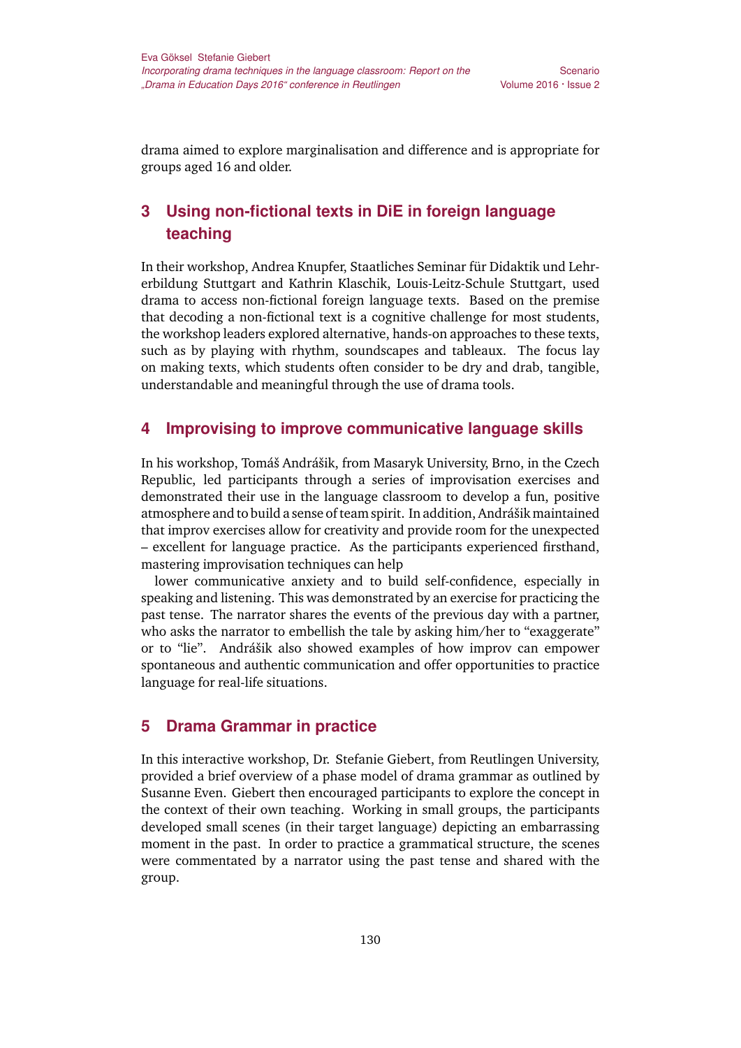drama aimed to explore marginalisation and difference and is appropriate for groups aged 16 and older.

## 3 Using non-fictional texts in DiE in foreign language teaching

In their workshop, Andrea Knupfer, Staatliches Seminar für Didaktik und Lehrerbildung Stuttgart and Kathrin Klaschik, Louis-Leitz-Schule Stuttgart, used drama to access non-fictional foreign language texts. Based on the premise that decoding a non-fictional text is a cognitive challenge for most students, the workshop leaders explored alternative, hands-on approaches to these texts, such as by playing with rhythm, soundscapes and tableaux. The focus lay on making texts, which students often consider to be dry and drab, tangible, understandable and meaningful through the use of drama tools.

## 4 Improvising to improve communicative language skills

In his workshop, Tomáš Andrášik, from Masaryk University, Brno, in the Czech Republic, led participants through a series of improvisation exercises and demonstrated their use in the language classroom to develop a fun, positive atmosphere and to build a sense of team spirit. In addition, Andrášik maintained that improv exercises allow for creativity and provide room for the unexpected – excellent for language practice. As the participants experienced firsthand, mastering improvisation techniques can help

lower communicative anxiety and to build self-confidence, especially in speaking and listening. This was demonstrated by an exercise for practicing the past tense. The narrator shares the events of the previous day with a partner, who asks the narrator to embellish the tale by asking him/her to "exaggerate" or to "lie". Andrášik also showed examples of how improv can empower spontaneous and authentic communication and offer opportunities to practice language for real-life situations.

## 5 Drama Grammar in practice

In this interactive workshop, Dr. Stefanie Giebert, from Reutlingen University, provided a brief overview of a phase model of drama grammar as outlined by Susanne Even. Giebert then encouraged participants to explore the concept in the context of their own teaching. Working in small groups, the participants developed small scenes (in their target language) depicting an embarrassing moment in the past. In order to practice a grammatical structure, the scenes were commentated by a narrator using the past tense and shared with the group.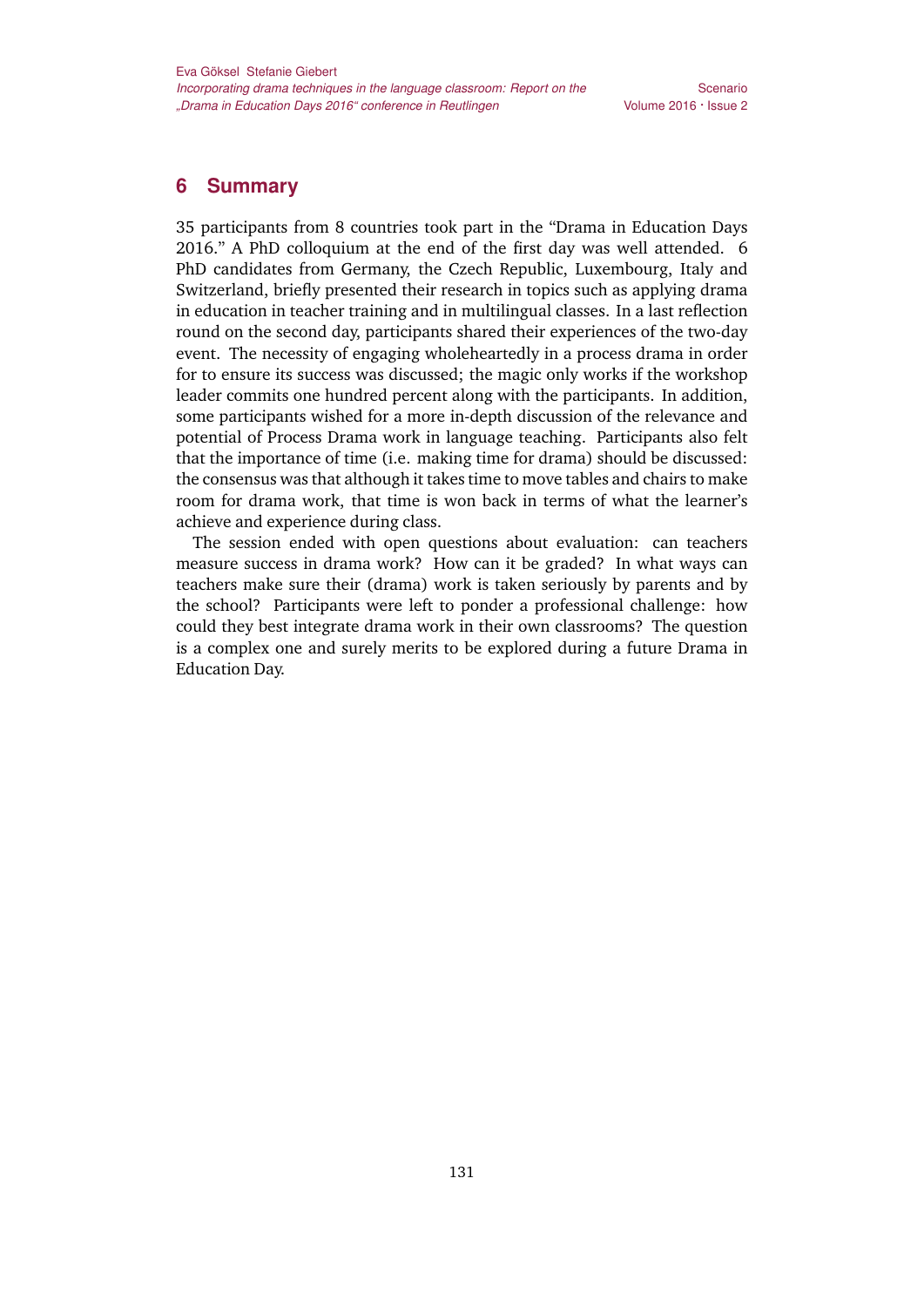## 6 Summary

35 participants from 8 countries took part in the "Drama in Education Days 2016." A PhD colloquium at the end of the first day was well attended. 6 PhD candidates from Germany, the Czech Republic, Luxembourg, Italy and Switzerland, briefly presented their research in topics such as applying drama in education in teacher training and in multilingual classes. In a last reflection round on the second day, participants shared their experiences of the two-day event. The necessity of engaging wholeheartedly in a process drama in order for to ensure its success was discussed; the magic only works if the workshop leader commits one hundred percent along with the participants. In addition, some participants wished for a more in-depth discussion of the relevance and potential of Process Drama work in language teaching. Participants also felt that the importance of time (i.e. making time for drama) should be discussed: the consensus was that although it takes time to move tables and chairs to make room for drama work, that time is won back in terms of what the learner's achieve and experience during class.

The session ended with open questions about evaluation: can teachers measure success in drama work? How can it be graded? In what ways can teachers make sure their (drama) work is taken seriously by parents and by the school? Participants were left to ponder a professional challenge: how could they best integrate drama work in their own classrooms? The question is a complex one and surely merits to be explored during a future Drama in Education Day.